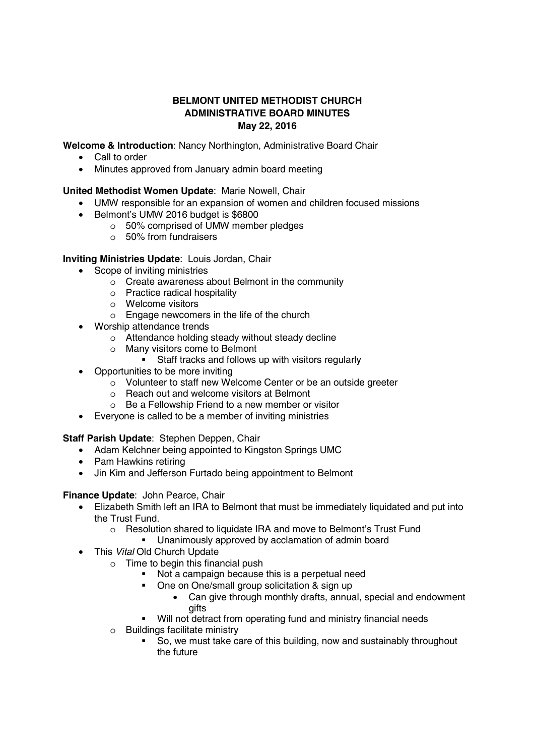# BELMONT UNITED METHODIST CHURCH
## ADMINISTRATIVE BOARD MINUTES
### May 22, 2016

**Welcome & Introduction**: Nancy Northington, Administrative Board Chair

- Call to order
- Minutes approved from January admin board meeting

**United Methodist Women Update**: Marie Nowell, Chair

- UMW responsible for an expansion of women and children focused missions
- Belmont's UMW 2016 budget is $6800
  - 50% comprised of UMW member pledges
  - 50% from fundraisers

**Inviting Ministries Update**: Louis Jordan, Chair

- Scope of inviting ministries
  - Create awareness about Belmont in the community
  - Practice radical hospitality
  - Welcome visitors
  - Engage newcomers in the life of the church
- Worship attendance trends
  - Attendance holding steady without steady decline
  - Many visitors come to Belmont
    - Staff tracks and follows up with visitors regularly
- Opportunities to be more inviting
  - Volunteer to staff new Welcome Center or be an outside greeter
  - Reach out and welcome visitors at Belmont
  - Be a Fellowship Friend to a new member or visitor
- Everyone is called to be a member of inviting ministries

**Staff Parish Update**: Stephen Deppen, Chair

- Adam Kelchner being appointed to Kingston Springs UMC
- Pam Hawkins retiring
- Jin Kim and Jefferson Furtado being appointment to Belmont

**Finance Update**: John Pearce, Chair

- Elizabeth Smith left an IRA to Belmont that must be immediately liquidated and put into the Trust Fund.
  - Resolution shared to liquidate IRA and move to Belmont's Trust Fund
    - Unanimously approved by acclamation of admin board
- This *Vital* Old Church Update
  - Time to begin this financial push
    - Not a campaign because this is a perpetual need
    - One on One/small group solicitation & sign up
      - Can give through monthly drafts, annual, special and endowment gifts
    - Will not detract from operating fund and ministry financial needs
  - Buildings facilitate ministry
    - So, we must take care of this building, now and sustainably throughout the future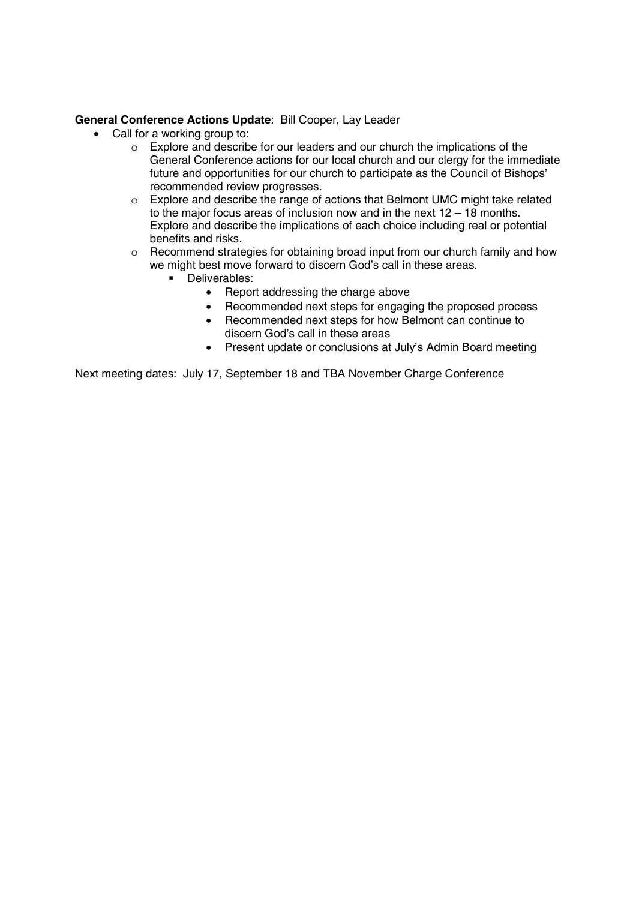**General Conference Actions Update**: Bill Cooper, Lay Leader

- Call for a working group to:
  - Explore and describe for our leaders and our church the implications of the General Conference actions for our local church and our clergy for the immediate future and opportunities for our church to participate as the Council of Bishops' recommended review progresses.
  - Explore and describe the range of actions that Belmont UMC might take related to the major focus areas of inclusion now and in the next 12 – 18 months. Explore and describe the implications of each choice including real or potential benefits and risks.
  - Recommend strategies for obtaining broad input from our church family and how we might best move forward to discern God's call in these areas.
    - Deliverables:
      - Report addressing the charge above
      - Recommended next steps for engaging the proposed process
      - Recommended next steps for how Belmont can continue to discern God's call in these areas
      - Present update or conclusions at July's Admin Board meeting

Next meeting dates: July 17, September 18 and TBA November Charge Conference